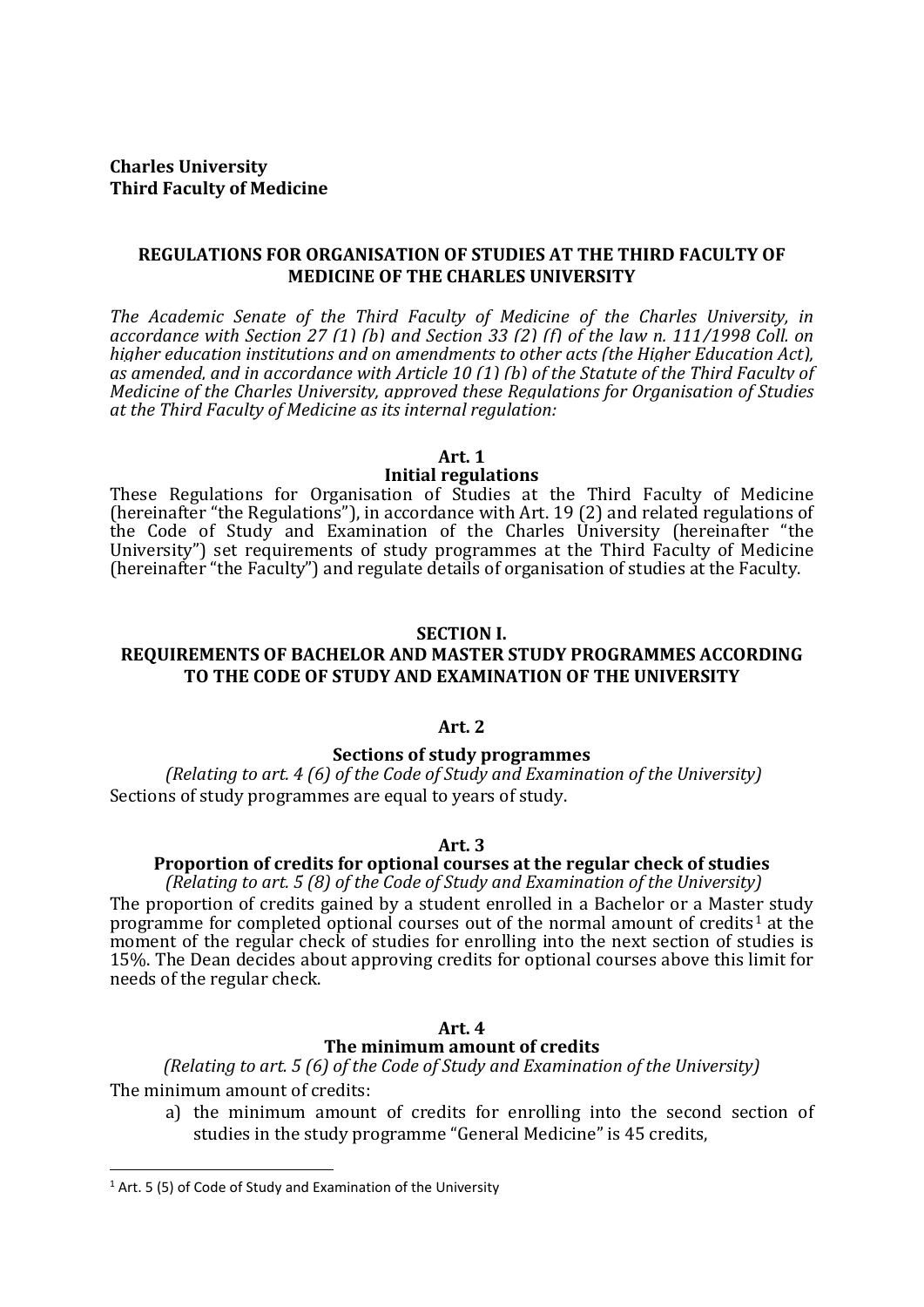**Charles University**
**Third Faculty of Medicine**

## REGULATIONS FOR ORGANISATION OF STUDIES AT THE THIRD FACULTY OF MEDICINE OF THE CHARLES UNIVERSITY

*The Academic Senate of the Third Faculty of Medicine of the Charles University, in accordance with Section 27 (1) (b) and Section 33 (2) (f) of the law n. 111/1998 Coll. on higher education institutions and on amendments to other acts (the Higher Education Act), as amended, and in accordance with Article 10 (1) (b) of the Statute of the Third Faculty of Medicine of the Charles University, approved these Regulations for Organisation of Studies at the Third Faculty of Medicine as its internal regulation:*

### Art. 1
### Initial regulations

These Regulations for Organisation of Studies at the Third Faculty of Medicine (hereinafter "the Regulations"), in accordance with Art. 19 (2) and related regulations of the Code of Study and Examination of the Charles University (hereinafter "the University") set requirements of study programmes at the Third Faculty of Medicine (hereinafter "the Faculty") and regulate details of organisation of studies at the Faculty.

## SECTION I.
## REQUIREMENTS OF BACHELOR AND MASTER STUDY PROGRAMMES ACCORDING TO THE CODE OF STUDY AND EXAMINATION OF THE UNIVERSITY

### Art. 2
### Sections of study programmes

*(Relating to art. 4 (6) of the Code of Study and Examination of the University)*

Sections of study programmes are equal to years of study.

### Art. 3
### Proportion of credits for optional courses at the regular check of studies

*(Relating to art. 5 (8) of the Code of Study and Examination of the University)*

The proportion of credits gained by a student enrolled in a Bachelor or a Master study programme for completed optional courses out of the normal amount of credits[1] at the moment of the regular check of studies for enrolling into the next section of studies is 15%. The Dean decides about approving credits for optional courses above this limit for needs of the regular check.

### Art. 4
### The minimum amount of credits

*(Relating to art. 5 (6) of the Code of Study and Examination of the University)*

The minimum amount of credits:

a) the minimum amount of credits for enrolling into the second section of studies in the study programme "General Medicine" is 45 credits,

---

[1] Art. 5 (5) of Code of Study and Examination of the University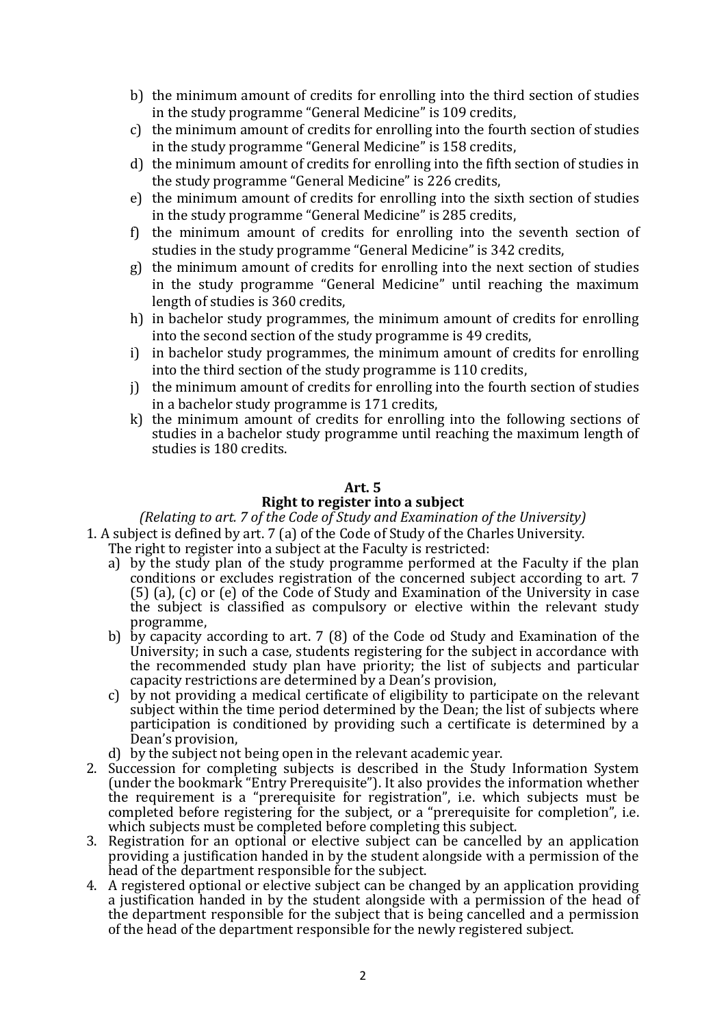b) the minimum amount of credits for enrolling into the third section of studies in the study programme "General Medicine" is 109 credits,
c) the minimum amount of credits for enrolling into the fourth section of studies in the study programme "General Medicine" is 158 credits,
d) the minimum amount of credits for enrolling into the fifth section of studies in the study programme "General Medicine" is 226 credits,
e) the minimum amount of credits for enrolling into the sixth section of studies in the study programme "General Medicine" is 285 credits,
f) the minimum amount of credits for enrolling into the seventh section of studies in the study programme "General Medicine" is 342 credits,
g) the minimum amount of credits for enrolling into the next section of studies in the study programme "General Medicine" until reaching the maximum length of studies is 360 credits,
h) in bachelor study programmes, the minimum amount of credits for enrolling into the second section of the study programme is 49 credits,
i) in bachelor study programmes, the minimum amount of credits for enrolling into the third section of the study programme is 110 credits,
j) the minimum amount of credits for enrolling into the fourth section of studies in a bachelor study programme is 171 credits,
k) the minimum amount of credits for enrolling into the following sections of studies in a bachelor study programme until reaching the maximum length of studies is 180 credits.

## Art. 5
## Right to register into a subject

*(Relating to art. 7 of the Code of Study and Examination of the University)*

1. A subject is defined by art. 7 (a) of the Code of Study of the Charles University. The right to register into a subject at the Faculty is restricted:
   a) by the study plan of the study programme performed at the Faculty if the plan conditions or excludes registration of the concerned subject according to art. 7 (5) (a), (c) or (e) of the Code of Study and Examination of the University in case the subject is classified as compulsory or elective within the relevant study programme,
   b) by capacity according to art. 7 (8) of the Code od Study and Examination of the University; in such a case, students registering for the subject in accordance with the recommended study plan have priority; the list of subjects and particular capacity restrictions are determined by a Dean's provision,
   c) by not providing a medical certificate of eligibility to participate on the relevant subject within the time period determined by the Dean; the list of subjects where participation is conditioned by providing such a certificate is determined by a Dean's provision,
   d) by the subject not being open in the relevant academic year.
2. Succession for completing subjects is described in the Study Information System (under the bookmark "Entry Prerequisite"). It also provides the information whether the requirement is a "prerequisite for registration", i.e. which subjects must be completed before registering for the subject, or a "prerequisite for completion", i.e. which subjects must be completed before completing this subject.
3. Registration for an optional or elective subject can be cancelled by an application providing a justification handed in by the student alongside with a permission of the head of the department responsible for the subject.
4. A registered optional or elective subject can be changed by an application providing a justification handed in by the student alongside with a permission of the head of the department responsible for the subject that is being cancelled and a permission of the head of the department responsible for the newly registered subject.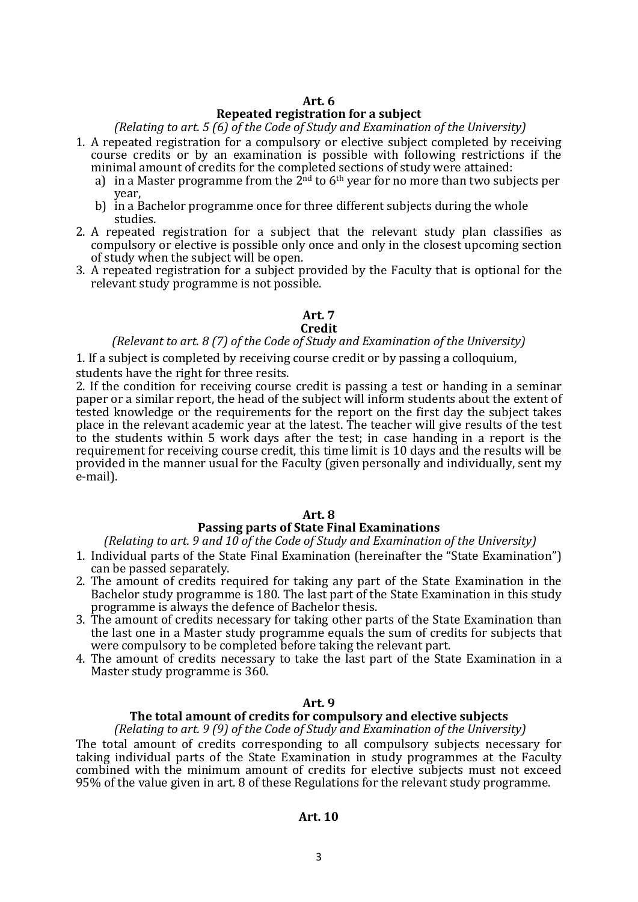## Art. 6
## Repeated registration for a subject

*(Relating to art. 5 (6) of the Code of Study and Examination of the University)*

1. A repeated registration for a compulsory or elective subject completed by receiving course credits or by an examination is possible with following restrictions if the minimal amount of credits for the completed sections of study were attained:
   a) in a Master programme from the 2nd to 6th year for no more than two subjects per year,
   b) in a Bachelor programme once for three different subjects during the whole studies.
2. A repeated registration for a subject that the relevant study plan classifies as compulsory or elective is possible only once and only in the closest upcoming section of study when the subject will be open.
3. A repeated registration for a subject provided by the Faculty that is optional for the relevant study programme is not possible.

## Art. 7
## Credit

*(Relevant to art. 8 (7) of the Code of Study and Examination of the University)*

1. If a subject is completed by receiving course credit or by passing a colloquium, students have the right for three resits.

2. If the condition for receiving course credit is passing a test or handing in a seminar paper or a similar report, the head of the subject will inform students about the extent of tested knowledge or the requirements for the report on the first day the subject takes place in the relevant academic year at the latest. The teacher will give results of the test to the students within 5 work days after the test; in case handing in a report is the requirement for receiving course credit, this time limit is 10 days and the results will be provided in the manner usual for the Faculty (given personally and individually, sent my e-mail).

## Art. 8
## Passing parts of State Final Examinations

*(Relating to art. 9 and 10 of the Code of Study and Examination of the University)*

1. Individual parts of the State Final Examination (hereinafter the "State Examination") can be passed separately.
2. The amount of credits required for taking any part of the State Examination in the Bachelor study programme is 180. The last part of the State Examination in this study programme is always the defence of Bachelor thesis.
3. The amount of credits necessary for taking other parts of the State Examination than the last one in a Master study programme equals the sum of credits for subjects that were compulsory to be completed before taking the relevant part.
4. The amount of credits necessary to take the last part of the State Examination in a Master study programme is 360.

## Art. 9
## The total amount of credits for compulsory and elective subjects

*(Relating to art. 9 (9) of the Code of Study and Examination of the University)*

The total amount of credits corresponding to all compulsory subjects necessary for taking individual parts of the State Examination in study programmes at the Faculty combined with the minimum amount of credits for elective subjects must not exceed 95% of the value given in art. 8 of these Regulations for the relevant study programme.

## Art. 10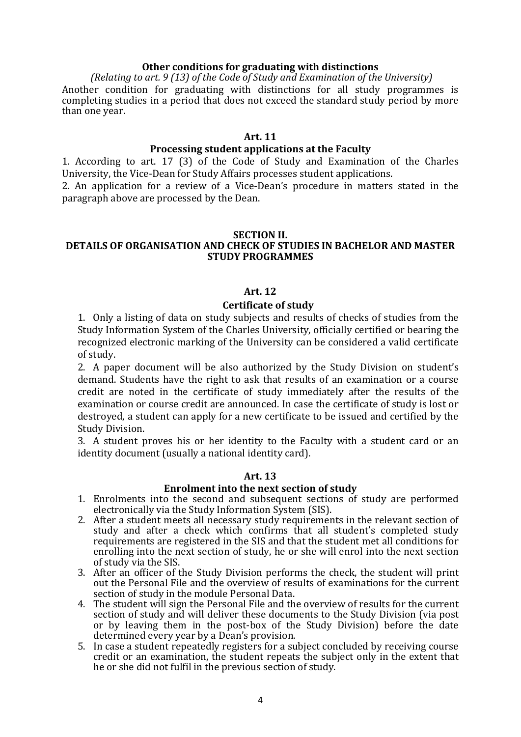**Other conditions for graduating with distinctions**

*(Relating to art. 9 (13) of the Code of Study and Examination of the University)*

Another condition for graduating with distinctions for all study programmes is completing studies in a period that does not exceed the standard study period by more than one year.

### Art. 11

### Processing student applications at the Faculty

1. According to art. 17 (3) of the Code of Study and Examination of the Charles University, the Vice-Dean for Study Affairs processes student applications.
2. An application for a review of a Vice-Dean's procedure in matters stated in the paragraph above are processed by the Dean.

## SECTION II.
## DETAILS OF ORGANISATION AND CHECK OF STUDIES IN BACHELOR AND MASTER STUDY PROGRAMMES

### Art. 12

### Certificate of study

1. Only a listing of data on study subjects and results of checks of studies from the Study Information System of the Charles University, officially certified or bearing the recognized electronic marking of the University can be considered a valid certificate of study.
2. A paper document will be also authorized by the Study Division on student's demand. Students have the right to ask that results of an examination or a course credit are noted in the certificate of study immediately after the results of the examination or course credit are announced. In case the certificate of study is lost or destroyed, a student can apply for a new certificate to be issued and certified by the Study Division.
3. A student proves his or her identity to the Faculty with a student card or an identity document (usually a national identity card).

### Art. 13

### Enrolment into the next section of study

1. Enrolments into the second and subsequent sections of study are performed electronically via the Study Information System (SIS).
2. After a student meets all necessary study requirements in the relevant section of study and after a check which confirms that all student's completed study requirements are registered in the SIS and that the student met all conditions for enrolling into the next section of study, he or she will enrol into the next section of study via the SIS.
3. After an officer of the Study Division performs the check, the student will print out the Personal File and the overview of results of examinations for the current section of study in the module Personal Data.
4. The student will sign the Personal File and the overview of results for the current section of study and will deliver these documents to the Study Division (via post or by leaving them in the post-box of the Study Division) before the date determined every year by a Dean's provision.
5. In case a student repeatedly registers for a subject concluded by receiving course credit or an examination, the student repeats the subject only in the extent that he or she did not fulfil in the previous section of study.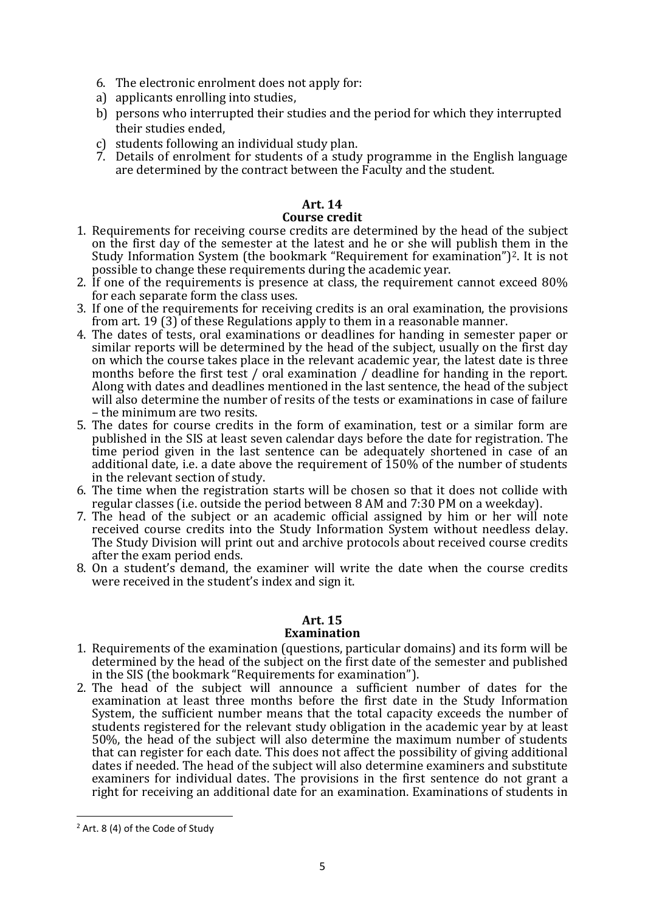6. The electronic enrolment does not apply for:
   a) applicants enrolling into studies,
   b) persons who interrupted their studies and the period for which they interrupted their studies ended,
   c) students following an individual study plan.
7. Details of enrolment for students of a study programme in the English language are determined by the contract between the Faculty and the student.

### Art. 14
### Course credit

1. Requirements for receiving course credits are determined by the head of the subject on the first day of the semester at the latest and he or she will publish them in the Study Information System (the bookmark "Requirement for examination")[2]. It is not possible to change these requirements during the academic year.
2. If one of the requirements is presence at class, the requirement cannot exceed 80% for each separate form the class uses.
3. If one of the requirements for receiving credits is an oral examination, the provisions from art. 19 (3) of these Regulations apply to them in a reasonable manner.
4. The dates of tests, oral examinations or deadlines for handing in semester paper or similar reports will be determined by the head of the subject, usually on the first day on which the course takes place in the relevant academic year, the latest date is three months before the first test / oral examination / deadline for handing in the report. Along with dates and deadlines mentioned in the last sentence, the head of the subject will also determine the number of resits of the tests or examinations in case of failure – the minimum are two resits.
5. The dates for course credits in the form of examination, test or a similar form are published in the SIS at least seven calendar days before the date for registration. The time period given in the last sentence can be adequately shortened in case of an additional date, i.e. a date above the requirement of 150% of the number of students in the relevant section of study.
6. The time when the registration starts will be chosen so that it does not collide with regular classes (i.e. outside the period between 8 AM and 7:30 PM on a weekday).
7. The head of the subject or an academic official assigned by him or her will note received course credits into the Study Information System without needless delay. The Study Division will print out and archive protocols about received course credits after the exam period ends.
8. On a student's demand, the examiner will write the date when the course credits were received in the student's index and sign it.

### Art. 15
### Examination

1. Requirements of the examination (questions, particular domains) and its form will be determined by the head of the subject on the first date of the semester and published in the SIS (the bookmark "Requirements for examination").
2. The head of the subject will announce a sufficient number of dates for the examination at least three months before the first date in the Study Information System, the sufficient number means that the total capacity exceeds the number of students registered for the relevant study obligation in the academic year by at least 50%, the head of the subject will also determine the maximum number of students that can register for each date. This does not affect the possibility of giving additional dates if needed. The head of the subject will also determine examiners and substitute examiners for individual dates. The provisions in the first sentence do not grant a right for receiving an additional date for an examination. Examinations of students in

[2] Art. 8 (4) of the Code of Study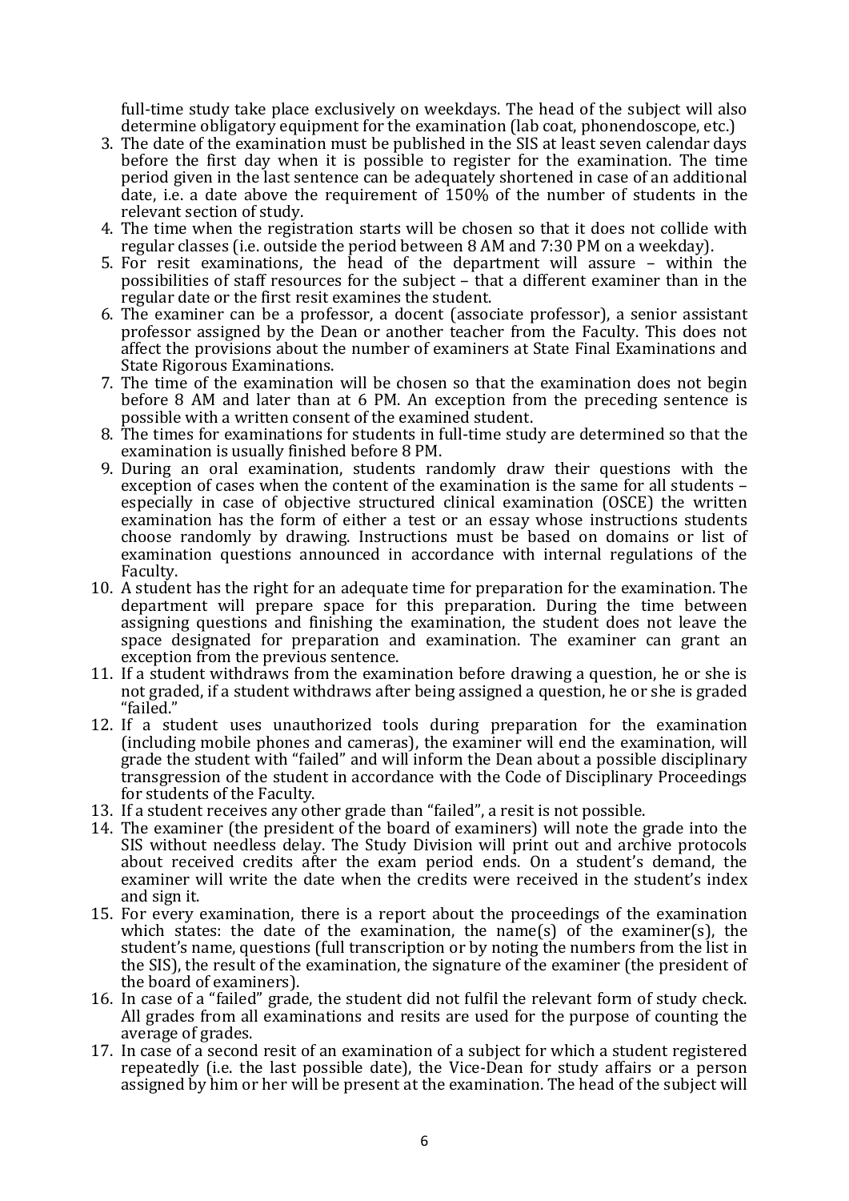full-time study take place exclusively on weekdays. The head of the subject will also determine obligatory equipment for the examination (lab coat, phonendoscope, etc.)

3. The date of the examination must be published in the SIS at least seven calendar days before the first day when it is possible to register for the examination. The time period given in the last sentence can be adequately shortened in case of an additional date, i.e. a date above the requirement of 150% of the number of students in the relevant section of study.
4. The time when the registration starts will be chosen so that it does not collide with regular classes (i.e. outside the period between 8 AM and 7:30 PM on a weekday).
5. For resit examinations, the head of the department will assure – within the possibilities of staff resources for the subject – that a different examiner than in the regular date or the first resit examines the student.
6. The examiner can be a professor, a docent (associate professor), a senior assistant professor assigned by the Dean or another teacher from the Faculty. This does not affect the provisions about the number of examiners at State Final Examinations and State Rigorous Examinations.
7. The time of the examination will be chosen so that the examination does not begin before 8 AM and later than at 6 PM. An exception from the preceding sentence is possible with a written consent of the examined student.
8. The times for examinations for students in full-time study are determined so that the examination is usually finished before 8 PM.
9. During an oral examination, students randomly draw their questions with the exception of cases when the content of the examination is the same for all students – especially in case of objective structured clinical examination (OSCE) the written examination has the form of either a test or an essay whose instructions students choose randomly by drawing. Instructions must be based on domains or list of examination questions announced in accordance with internal regulations of the Faculty.
10. A student has the right for an adequate time for preparation for the examination. The department will prepare space for this preparation. During the time between assigning questions and finishing the examination, the student does not leave the space designated for preparation and examination. The examiner can grant an exception from the previous sentence.
11. If a student withdraws from the examination before drawing a question, he or she is not graded, if a student withdraws after being assigned a question, he or she is graded "failed."
12. If a student uses unauthorized tools during preparation for the examination (including mobile phones and cameras), the examiner will end the examination, will grade the student with "failed" and will inform the Dean about a possible disciplinary transgression of the student in accordance with the Code of Disciplinary Proceedings for students of the Faculty.
13. If a student receives any other grade than "failed", a resit is not possible.
14. The examiner (the president of the board of examiners) will note the grade into the SIS without needless delay. The Study Division will print out and archive protocols about received credits after the exam period ends. On a student's demand, the examiner will write the date when the credits were received in the student's index and sign it.
15. For every examination, there is a report about the proceedings of the examination which states: the date of the examination, the name(s) of the examiner(s), the student's name, questions (full transcription or by noting the numbers from the list in the SIS), the result of the examination, the signature of the examiner (the president of the board of examiners).
16. In case of a "failed" grade, the student did not fulfil the relevant form of study check. All grades from all examinations and resits are used for the purpose of counting the average of grades.
17. In case of a second resit of an examination of a subject for which a student registered repeatedly (i.e. the last possible date), the Vice-Dean for study affairs or a person assigned by him or her will be present at the examination. The head of the subject will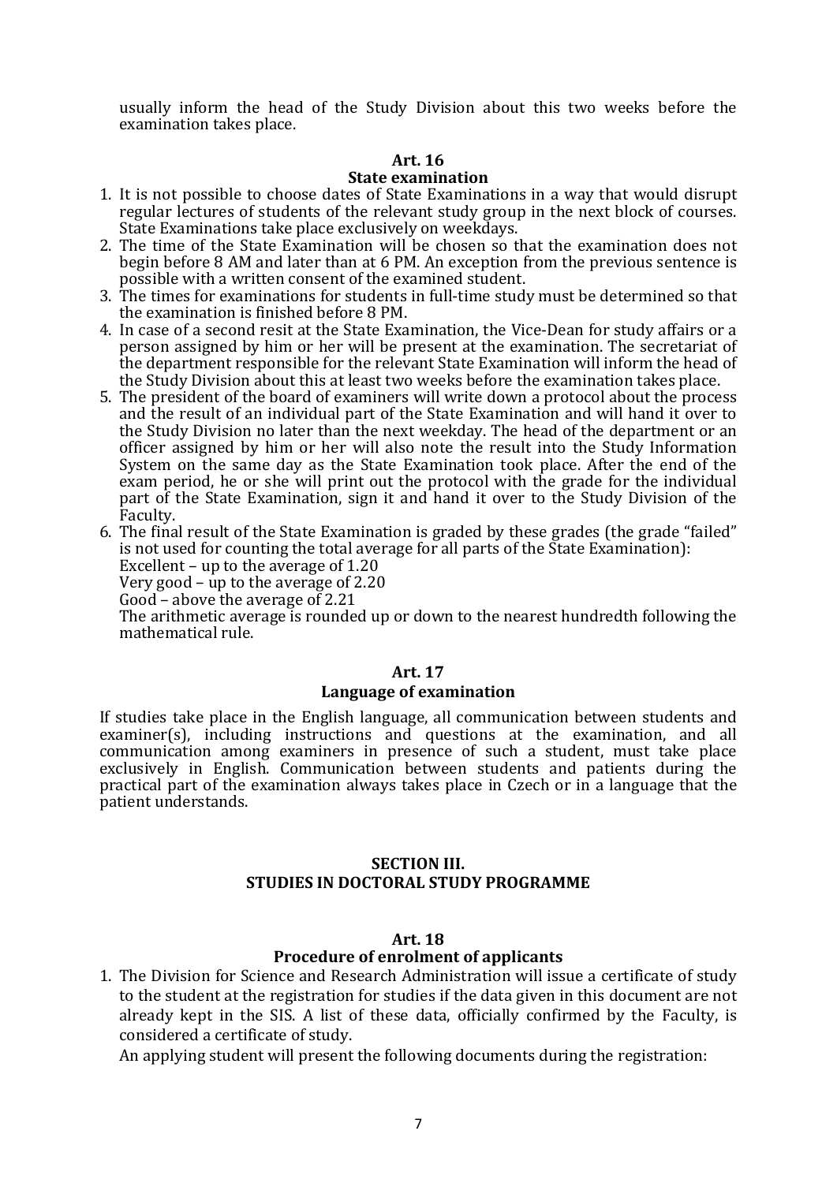usually inform the head of the Study Division about this two weeks before the examination takes place.

### Art. 16
### State examination

1. It is not possible to choose dates of State Examinations in a way that would disrupt regular lectures of students of the relevant study group in the next block of courses. State Examinations take place exclusively on weekdays.
2. The time of the State Examination will be chosen so that the examination does not begin before 8 AM and later than at 6 PM. An exception from the previous sentence is possible with a written consent of the examined student.
3. The times for examinations for students in full-time study must be determined so that the examination is finished before 8 PM.
4. In case of a second resit at the State Examination, the Vice-Dean for study affairs or a person assigned by him or her will be present at the examination. The secretariat of the department responsible for the relevant State Examination will inform the head of the Study Division about this at least two weeks before the examination takes place.
5. The president of the board of examiners will write down a protocol about the process and the result of an individual part of the State Examination and will hand it over to the Study Division no later than the next weekday. The head of the department or an officer assigned by him or her will also note the result into the Study Information System on the same day as the State Examination took place. After the end of the exam period, he or she will print out the protocol with the grade for the individual part of the State Examination, sign it and hand it over to the Study Division of the Faculty.
6. The final result of the State Examination is graded by these grades (the grade "failed" is not used for counting the total average for all parts of the State Examination):
   Excellent – up to the average of 1.20
   Very good – up to the average of 2.20
   Good – above the average of 2.21
   The arithmetic average is rounded up or down to the nearest hundredth following the mathematical rule.

### Art. 17
### Language of examination

If studies take place in the English language, all communication between students and examiner(s), including instructions and questions at the examination, and all communication among examiners in presence of such a student, must take place exclusively in English. Communication between students and patients during the practical part of the examination always takes place in Czech or in a language that the patient understands.

## SECTION III.
## STUDIES IN DOCTORAL STUDY PROGRAMME

### Art. 18
### Procedure of enrolment of applicants

1. The Division for Science and Research Administration will issue a certificate of study to the student at the registration for studies if the data given in this document are not already kept in the SIS. A list of these data, officially confirmed by the Faculty, is considered a certificate of study.
   An applying student will present the following documents during the registration: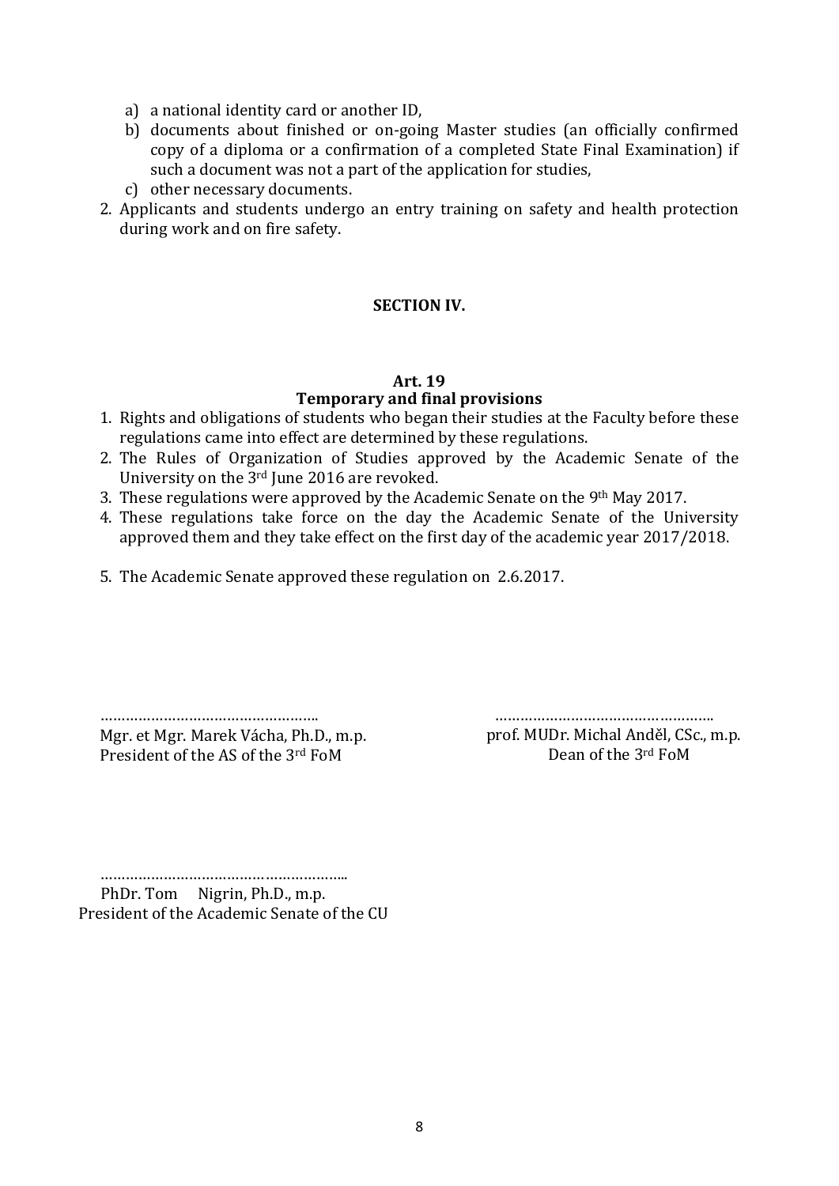a) a national identity card or another ID,
b) documents about finished or on-going Master studies (an officially confirmed copy of a diploma or a confirmation of a completed State Final Examination) if such a document was not a part of the application for studies,
c) other necessary documents.

2. Applicants and students undergo an entry training on safety and health protection during work and on fire safety.

## SECTION IV.

### Art. 19
### Temporary and final provisions

1. Rights and obligations of students who began their studies at the Faculty before these regulations came into effect are determined by these regulations.
2. The Rules of Organization of Studies approved by the Academic Senate of the University on the 3rd June 2016 are revoked.
3. These regulations were approved by the Academic Senate on the 9th May 2017.
4. These regulations take force on the day the Academic Senate of the University approved them and they take effect on the first day of the academic year 2017/2018.
5. The Academic Senate approved these regulation on 2.6.2017.

……………………………………………..
Mgr. et Mgr. Marek Vácha, Ph.D., m.p.
President of the AS of the 3rd FoM

……………………………………………..
prof. MUDr. Michal Anděl, CSc., m.p.
Dean of the 3rd FoM

…………………………………………………..
PhDr. Tom Nigrin, Ph.D., m.p.
President of the Academic Senate of the CU